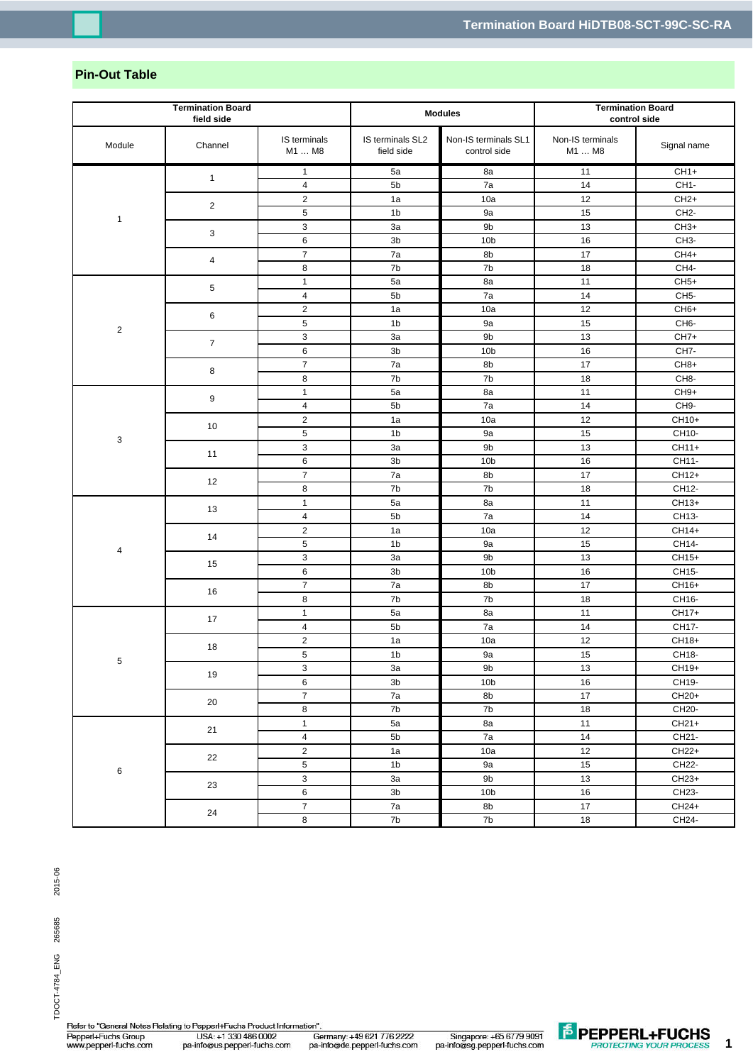## Pin-Out Table

| Termination Board field side | | | Modules | | Termination Board control side | |
|---|---|---|---|---|---|---|
| Module | Channel | IS terminals M1 … M8 | IS terminals SL2 field side | Non-IS terminals SL1 control side | Non-IS terminals M1 … M8 | Signal name |
| 1 | 1 | 1 | 5a | 8a | 11 | CH1+ |
| | | 4 | 5b | 7a | 14 | CH1- |
| | 2 | 2 | 1a | 10a | 12 | CH2+ |
| | | 5 | 1b | 9a | 15 | CH2- |
| | 3 | 3 | 3a | 9b | 13 | CH3+ |
| | | 6 | 3b | 10b | 16 | CH3- |
| | 4 | 7 | 7a | 8b | 17 | CH4+ |
| | | 8 | 7b | 7b | 18 | CH4- |
| 2 | 5 | 1 | 5a | 8a | 11 | CH5+ |
| | | 4 | 5b | 7a | 14 | CH5- |
| | 6 | 2 | 1a | 10a | 12 | CH6+ |
| | | 5 | 1b | 9a | 15 | CH6- |
| | 7 | 3 | 3a | 9b | 13 | CH7+ |
| | | 6 | 3b | 10b | 16 | CH7- |
| | 8 | 7 | 7a | 8b | 17 | CH8+ |
| | | 8 | 7b | 7b | 18 | CH8- |
| 3 | 9 | 1 | 5a | 8a | 11 | CH9+ |
| | | 4 | 5b | 7a | 14 | CH9- |
| | 10 | 2 | 1a | 10a | 12 | CH10+ |
| | | 5 | 1b | 9a | 15 | CH10- |
| | 11 | 3 | 3a | 9b | 13 | CH11+ |
| | | 6 | 3b | 10b | 16 | CH11- |
| | 12 | 7 | 7a | 8b | 17 | CH12+ |
| | | 8 | 7b | 7b | 18 | CH12- |
| 4 | 13 | 1 | 5a | 8a | 11 | CH13+ |
| | | 4 | 5b | 7a | 14 | CH13- |
| | 14 | 2 | 1a | 10a | 12 | CH14+ |
| | | 5 | 1b | 9a | 15 | CH14- |
| | 15 | 3 | 3a | 9b | 13 | CH15+ |
| | | 6 | 3b | 10b | 16 | CH15- |
| | 16 | 7 | 7a | 8b | 17 | CH16+ |
| | | 8 | 7b | 7b | 18 | CH16- |
| 5 | 17 | 1 | 5a | 8a | 11 | CH17+ |
| | | 4 | 5b | 7a | 14 | CH17- |
| | 18 | 2 | 1a | 10a | 12 | CH18+ |
| | | 5 | 1b | 9a | 15 | CH18- |
| | 19 | 3 | 3a | 9b | 13 | CH19+ |
| | | 6 | 3b | 10b | 16 | CH19- |
| | 20 | 7 | 7a | 8b | 17 | CH20+ |
| | | 8 | 7b | 7b | 18 | CH20- |
| 6 | 21 | 1 | 5a | 8a | 11 | CH21+ |
| | | 4 | 5b | 7a | 14 | CH21- |
| | 22 | 2 | 1a | 10a | 12 | CH22+ |
| | | 5 | 1b | 9a | 15 | CH22- |
| | 23 | 3 | 3a | 9b | 13 | CH23+ |
| | | 6 | 3b | 10b | 16 | CH23- |
| | 24 | 7 | 7a | 8b | 17 | CH24+ |
| | | 8 | 7b | 7b | 18 | CH24- |

Refer to "General Notes Relating to Pepperl+Fuchs Product Information".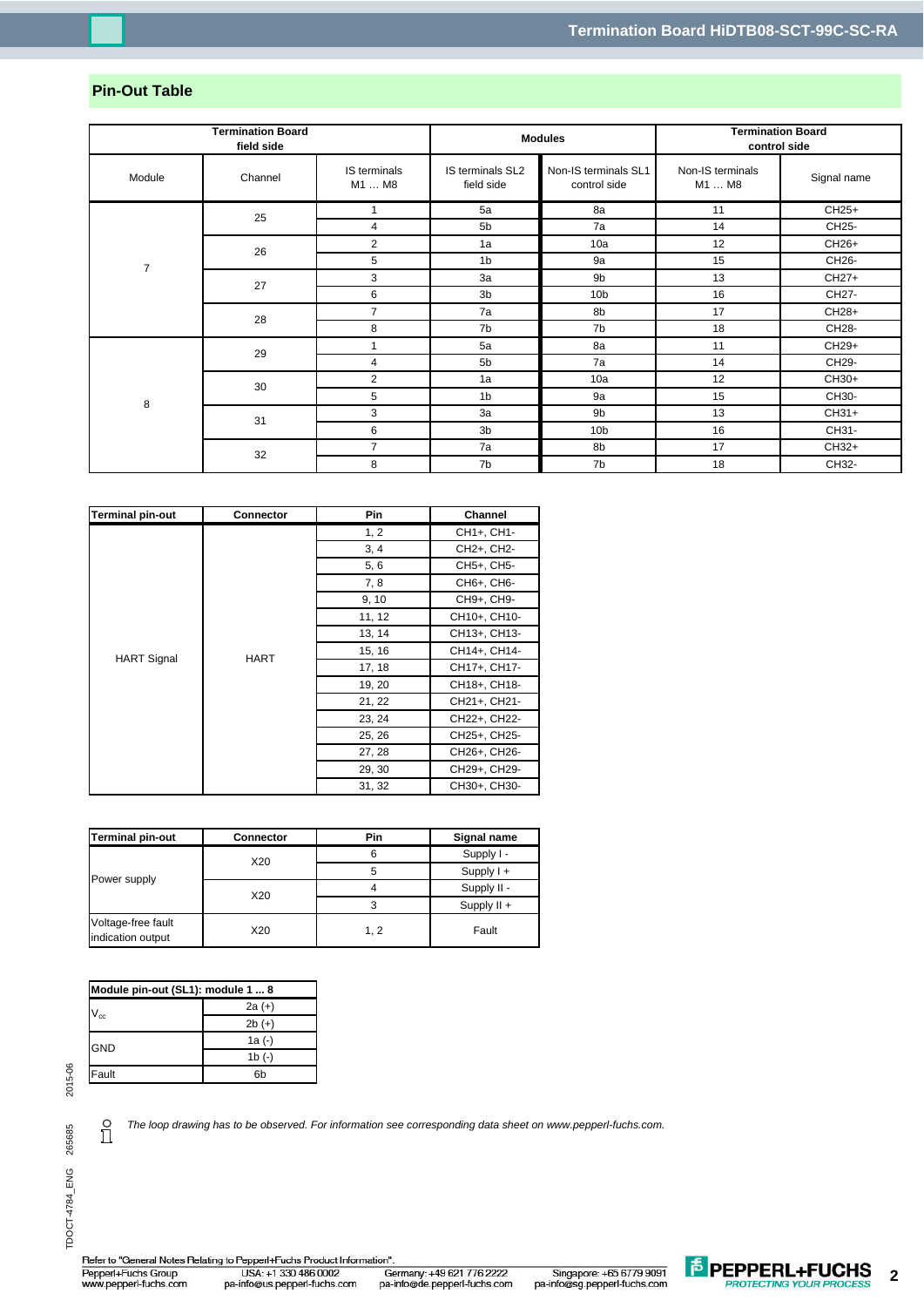## Pin-Out Table

| Termination Board field side | | | Modules | | Termination Board control side | |
|---|---|---|---|---|---|---|
| Module | Channel | IS terminals M1 … M8 | IS terminals SL2 field side | Non-IS terminals SL1 control side | Non-IS terminals M1 … M8 | Signal name |
| 7 | 25 | 1 | 5a | 8a | 11 | CH25+ |
| | | 4 | 5b | 7a | 14 | CH25- |
| | 26 | 2 | 1a | 10a | 12 | CH26+ |
| | | 5 | 1b | 9a | 15 | CH26- |
| | 27 | 3 | 3a | 9b | 13 | CH27+ |
| | | 6 | 3b | 10b | 16 | CH27- |
| | 28 | 7 | 7a | 8b | 17 | CH28+ |
| | | 8 | 7b | 7b | 18 | CH28- |
| 8 | 29 | 1 | 5a | 8a | 11 | CH29+ |
| | | 4 | 5b | 7a | 14 | CH29- |
| | 30 | 2 | 1a | 10a | 12 | CH30+ |
| | | 5 | 1b | 9a | 15 | CH30- |
| | 31 | 3 | 3a | 9b | 13 | CH31+ |
| | | 6 | 3b | 10b | 16 | CH31- |
| | 32 | 7 | 7a | 8b | 17 | CH32+ |
| | | 8 | 7b | 7b | 18 | CH32- |

| Terminal pin-out | Connector | Pin | Channel |
|---|---|---|---|
| HART Signal | HART | 1, 2 | CH1+, CH1- |
| | | 3, 4 | CH2+, CH2- |
| | | 5, 6 | CH5+, CH5- |
| | | 7, 8 | CH6+, CH6- |
| | | 9, 10 | CH9+, CH9- |
| | | 11, 12 | CH10+, CH10- |
| | | 13, 14 | CH13+, CH13- |
| | | 15, 16 | CH14+, CH14- |
| | | 17, 18 | CH17+, CH17- |
| | | 19, 20 | CH18+, CH18- |
| | | 21, 22 | CH21+, CH21- |
| | | 23, 24 | CH22+, CH22- |
| | | 25, 26 | CH25+, CH25- |
| | | 27, 28 | CH26+, CH26- |
| | | 29, 30 | CH29+, CH29- |
| | | 31, 32 | CH30+, CH30- |

| Terminal pin-out | Connector | Pin | Signal name |
|---|---|---|---|
| Power supply | X20 | 6 | Supply I - |
| | | 5 | Supply I + |
| | X20 | 4 | Supply II - |
| | | 3 | Supply II + |
| Voltage-free fault indication output | X20 | 1, 2 | Fault |

| Module pin-out (SL1): module 1 ... 8 | |
|---|---|
| $V_{cc}$ | 2a (+) |
| | 2b (+) |
| GND | 1a (-) |
| | 1b (-) |
| Fault | 6b |

*The loop drawing has to be observed. For information see corresponding data sheet on www.pepperl-fuchs.com.*